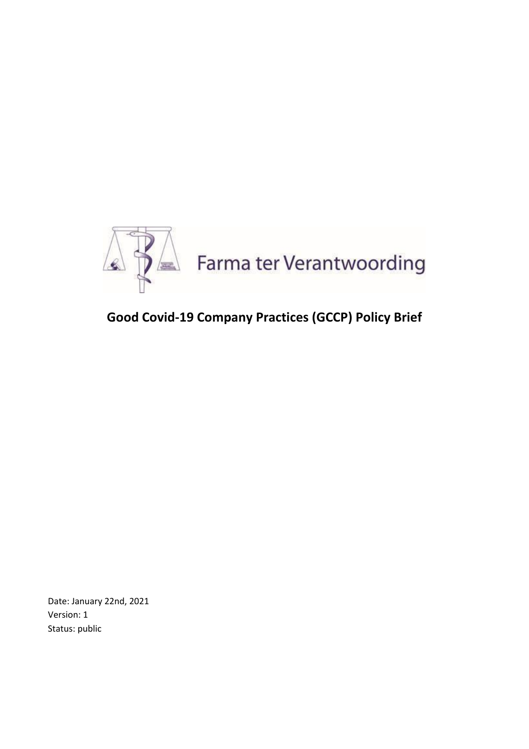Farma ter Verantwoording

# Good Covid-19 Company Practices (GCCP) Policy Brief

Date: January 22nd, 2021
Version: 1
Status: public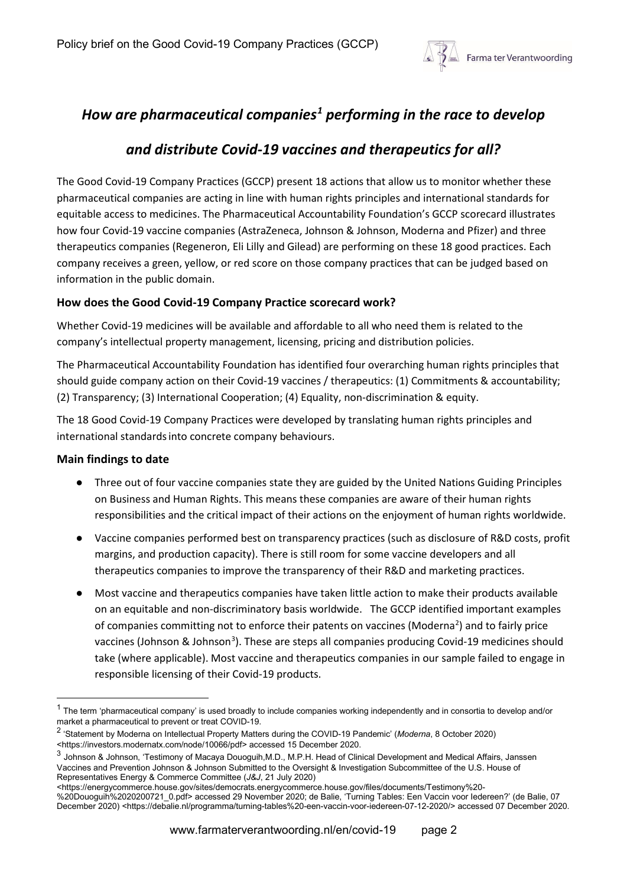## *How are pharmaceutical companies[1] performing in the race to develop and distribute Covid-19 vaccines and therapeutics for all?*

The Good Covid-19 Company Practices (GCCP) present 18 actions that allow us to monitor whether these pharmaceutical companies are acting in line with human rights principles and international standards for equitable access to medicines. The Pharmaceutical Accountability Foundation's GCCP scorecard illustrates how four Covid-19 vaccine companies (AstraZeneca, Johnson & Johnson, Moderna and Pfizer) and three therapeutics companies (Regeneron, Eli Lilly and Gilead) are performing on these 18 good practices. Each company receives a green, yellow, or red score on those company practices that can be judged based on information in the public domain.

### How does the Good Covid-19 Company Practice scorecard work?

Whether Covid-19 medicines will be available and affordable to all who need them is related to the company's intellectual property management, licensing, pricing and distribution policies.

The Pharmaceutical Accountability Foundation has identified four overarching human rights principles that should guide company action on their Covid-19 vaccines / therapeutics: (1) Commitments & accountability; (2) Transparency; (3) International Cooperation; (4) Equality, non-discrimination & equity.

The 18 Good Covid-19 Company Practices were developed by translating human rights principles and international standards into concrete company behaviours.

### Main findings to date

- Three out of four vaccine companies state they are guided by the United Nations Guiding Principles on Business and Human Rights. This means these companies are aware of their human rights responsibilities and the critical impact of their actions on the enjoyment of human rights worldwide.
- Vaccine companies performed best on transparency practices (such as disclosure of R&D costs, profit margins, and production capacity). There is still room for some vaccine developers and all therapeutics companies to improve the transparency of their R&D and marketing practices.
- Most vaccine and therapeutics companies have taken little action to make their products available on an equitable and non-discriminatory basis worldwide. The GCCP identified important examples of companies committing not to enforce their patents on vaccines (Moderna[2]) and to fairly price vaccines (Johnson & Johnson[3]). These are steps all companies producing Covid-19 medicines should take (where applicable). Most vaccine and therapeutics companies in our sample failed to engage in responsible licensing of their Covid-19 products.

---

[1] The term 'pharmaceutical company' is used broadly to include companies working independently and in consortia to develop and/or market a pharmaceutical to prevent or treat COVID-19.

[2] 'Statement by Moderna on Intellectual Property Matters during the COVID-19 Pandemic' (*Moderna*, 8 October 2020) <https://investors.modernatx.com/node/10066/pdf> accessed 15 December 2020.

[3] Johnson & Johnson, 'Testimony of Macaya Douoguih,M.D., M.P.H. Head of Clinical Development and Medical Affairs, Janssen Vaccines and Prevention Johnson & Johnson Submitted to the Oversight & Investigation Subcommittee of the U.S. House of Representatives Energy & Commerce Committee (*J&J*, 21 July 2020) <https://energycommerce.house.gov/sites/democrats.energycommerce.house.gov/files/documents/Testimony%20-%20Douoguih%2020200721_0.pdf> accessed 29 November 2020; de Balie, 'Turning Tables: Een Vaccin voor Iedereen?' (de Balie, 07 December 2020) <https://debalie.nl/programma/turning-tables%20-een-vaccin-voor-iedereen-07-12-2020/> accessed 07 December 2020.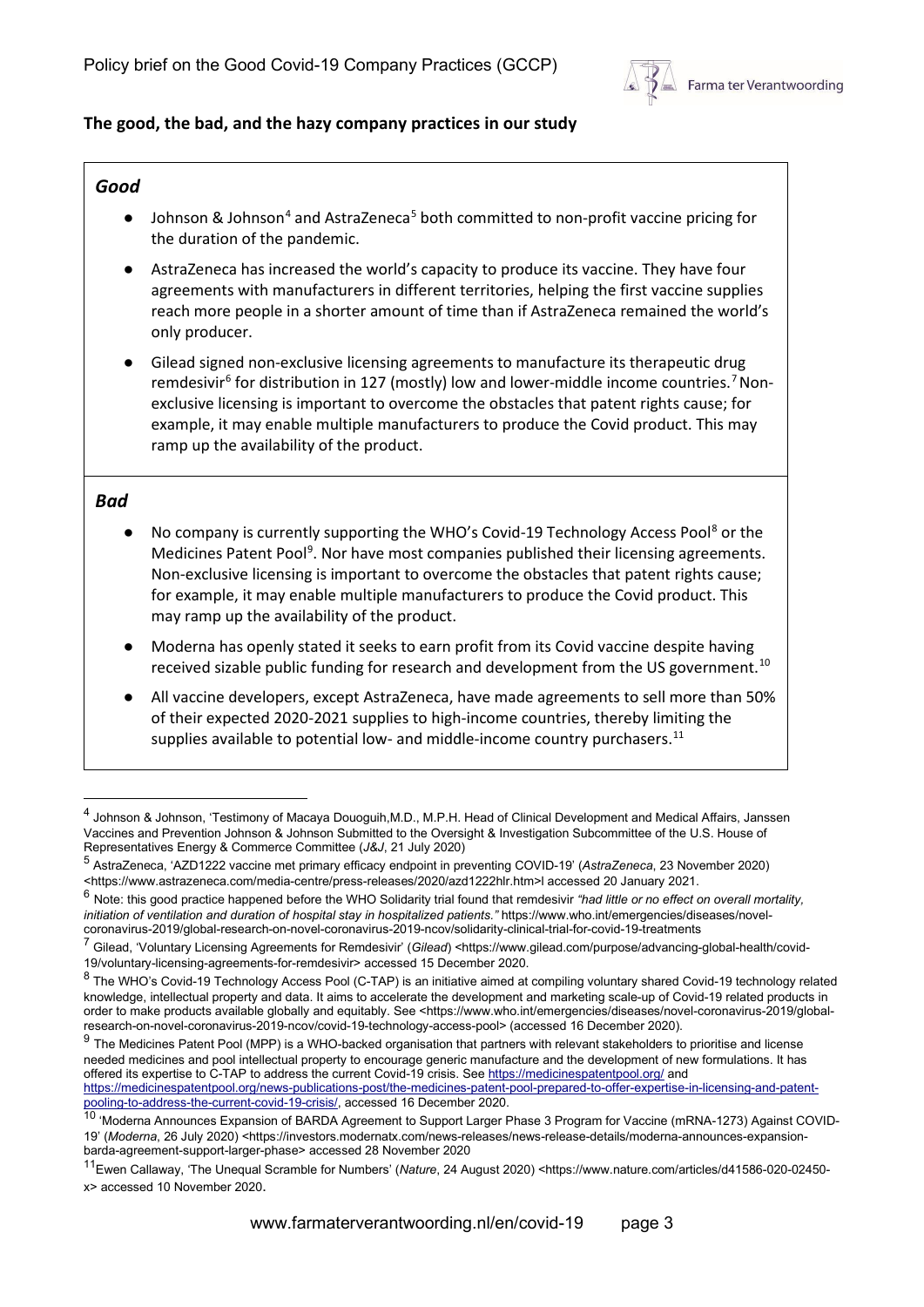## The good, the bad, and the hazy company practices in our study

### *Good*

- Johnson & Johnson[4] and AstraZeneca[5] both committed to non-profit vaccine pricing for the duration of the pandemic.
- AstraZeneca has increased the world's capacity to produce its vaccine. They have four agreements with manufacturers in different territories, helping the first vaccine supplies reach more people in a shorter amount of time than if AstraZeneca remained the world's only producer.
- Gilead signed non-exclusive licensing agreements to manufacture its therapeutic drug remdesivir[6] for distribution in 127 (mostly) low and lower-middle income countries.[7] Non-exclusive licensing is important to overcome the obstacles that patent rights cause; for example, it may enable multiple manufacturers to produce the Covid product. This may ramp up the availability of the product.

### *Bad*

- No company is currently supporting the WHO's Covid-19 Technology Access Pool[8] or the Medicines Patent Pool[9]. Nor have most companies published their licensing agreements. Non-exclusive licensing is important to overcome the obstacles that patent rights cause; for example, it may enable multiple manufacturers to produce the Covid product. This may ramp up the availability of the product.
- Moderna has openly stated it seeks to earn profit from its Covid vaccine despite having received sizable public funding for research and development from the US government.[10]
- All vaccine developers, except AstraZeneca, have made agreements to sell more than 50% of their expected 2020-2021 supplies to high-income countries, thereby limiting the supplies available to potential low- and middle-income country purchasers.[11]

---

[4] Johnson & Johnson, 'Testimony of Macaya Douoguih,M.D., M.P.H. Head of Clinical Development and Medical Affairs, Janssen Vaccines and Prevention Johnson & Johnson Submitted to the Oversight & Investigation Subcommittee of the U.S. House of Representatives Energy & Commerce Committee (*J&J*, 21 July 2020)

[5] AstraZeneca, 'AZD1222 vaccine met primary efficacy endpoint in preventing COVID-19' (*AstraZeneca*, 23 November 2020) <https://www.astrazeneca.com/media-centre/press-releases/2020/azd1222hlr.htm>l accessed 20 January 2021.

[6] Note: this good practice happened before the WHO Solidarity trial found that remdesivir *"had little or no effect on overall mortality, initiation of ventilation and duration of hospital stay in hospitalized patients."* https://www.who.int/emergencies/diseases/novel-coronavirus-2019/global-research-on-novel-coronavirus-2019-ncov/solidarity-clinical-trial-for-covid-19-treatments

[7] Gilead, 'Voluntary Licensing Agreements for Remdesivir' (*Gilead*) <https://www.gilead.com/purpose/advancing-global-health/covid-19/voluntary-licensing-agreements-for-remdesivir> accessed 15 December 2020.

[8] The WHO's Covid-19 Technology Access Pool (C-TAP) is an initiative aimed at compiling voluntary shared Covid-19 technology related knowledge, intellectual property and data. It aims to accelerate the development and marketing scale-up of Covid-19 related products in order to make products available globally and equitably. See <https://www.who.int/emergencies/diseases/novel-coronavirus-2019/global-research-on-novel-coronavirus-2019-ncov/covid-19-technology-access-pool> (accessed 16 December 2020).

[9] The Medicines Patent Pool (MPP) is a WHO-backed organisation that partners with relevant stakeholders to prioritise and license needed medicines and pool intellectual property to encourage generic manufacture and the development of new formulations. It has offered its expertise to C-TAP to address the current Covid-19 crisis. See https://medicinespatentpool.org/ and https://medicinespatentpool.org/news-publications-post/the-medicines-patent-pool-prepared-to-offer-expertise-in-licensing-and-patent-pooling-to-address-the-current-covid-19-crisis/, accessed 16 December 2020.

[10] 'Moderna Announces Expansion of BARDA Agreement to Support Larger Phase 3 Program for Vaccine (mRNA-1273) Against COVID-19' (*Moderna*, 26 July 2020) <https://investors.modernatx.com/news-releases/news-release-details/moderna-announces-expansion-barda-agreement-support-larger-phase> accessed 28 November 2020

[11] Ewen Callaway, 'The Unequal Scramble for Numbers' (*Nature*, 24 August 2020) <https://www.nature.com/articles/d41586-020-02450-x> accessed 10 November 2020.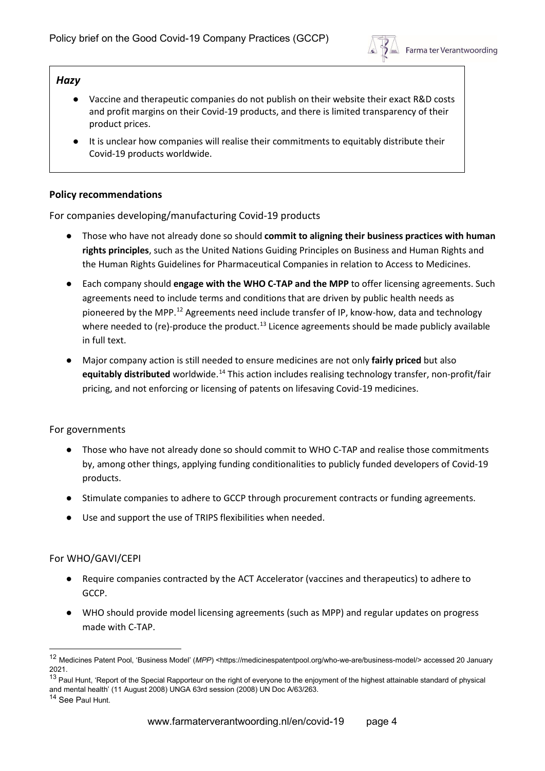***Hazy***

- Vaccine and therapeutic companies do not publish on their website their exact R&D costs and profit margins on their Covid-19 products, and there is limited transparency of their product prices.
- It is unclear how companies will realise their commitments to equitably distribute their Covid-19 products worldwide.

**Policy recommendations**

For companies developing/manufacturing Covid-19 products

- Those who have not already done so should **commit to aligning their business practices with human rights principles**, such as the United Nations Guiding Principles on Business and Human Rights and the Human Rights Guidelines for Pharmaceutical Companies in relation to Access to Medicines.
- Each company should **engage with the WHO C-TAP and the MPP** to offer licensing agreements. Such agreements need to include terms and conditions that are driven by public health needs as pioneered by the MPP.[12] Agreements need include transfer of IP, know-how, data and technology where needed to (re)-produce the product.[13] Licence agreements should be made publicly available in full text.
- Major company action is still needed to ensure medicines are not only **fairly priced** but also **equitably distributed** worldwide.[14] This action includes realising technology transfer, non-profit/fair pricing, and not enforcing or licensing of patents on lifesaving Covid-19 medicines.

For governments

- Those who have not already done so should commit to WHO C-TAP and realise those commitments by, among other things, applying funding conditionalities to publicly funded developers of Covid-19 products.
- Stimulate companies to adhere to GCCP through procurement contracts or funding agreements.
- Use and support the use of TRIPS flexibilities when needed.

For WHO/GAVI/CEPI

- Require companies contracted by the ACT Accelerator (vaccines and therapeutics) to adhere to GCCP.
- WHO should provide model licensing agreements (such as MPP) and regular updates on progress made with C-TAP.

---

[12] Medicines Patent Pool, 'Business Model' (*MPP*) <https://medicinespatentpool.org/who-we-are/business-model/> accessed 20 January 2021.

[13] Paul Hunt, 'Report of the Special Rapporteur on the right of everyone to the enjoyment of the highest attainable standard of physical and mental health' (11 August 2008) UNGA 63rd session (2008) UN Doc A/63/263.

[14] See Paul Hunt.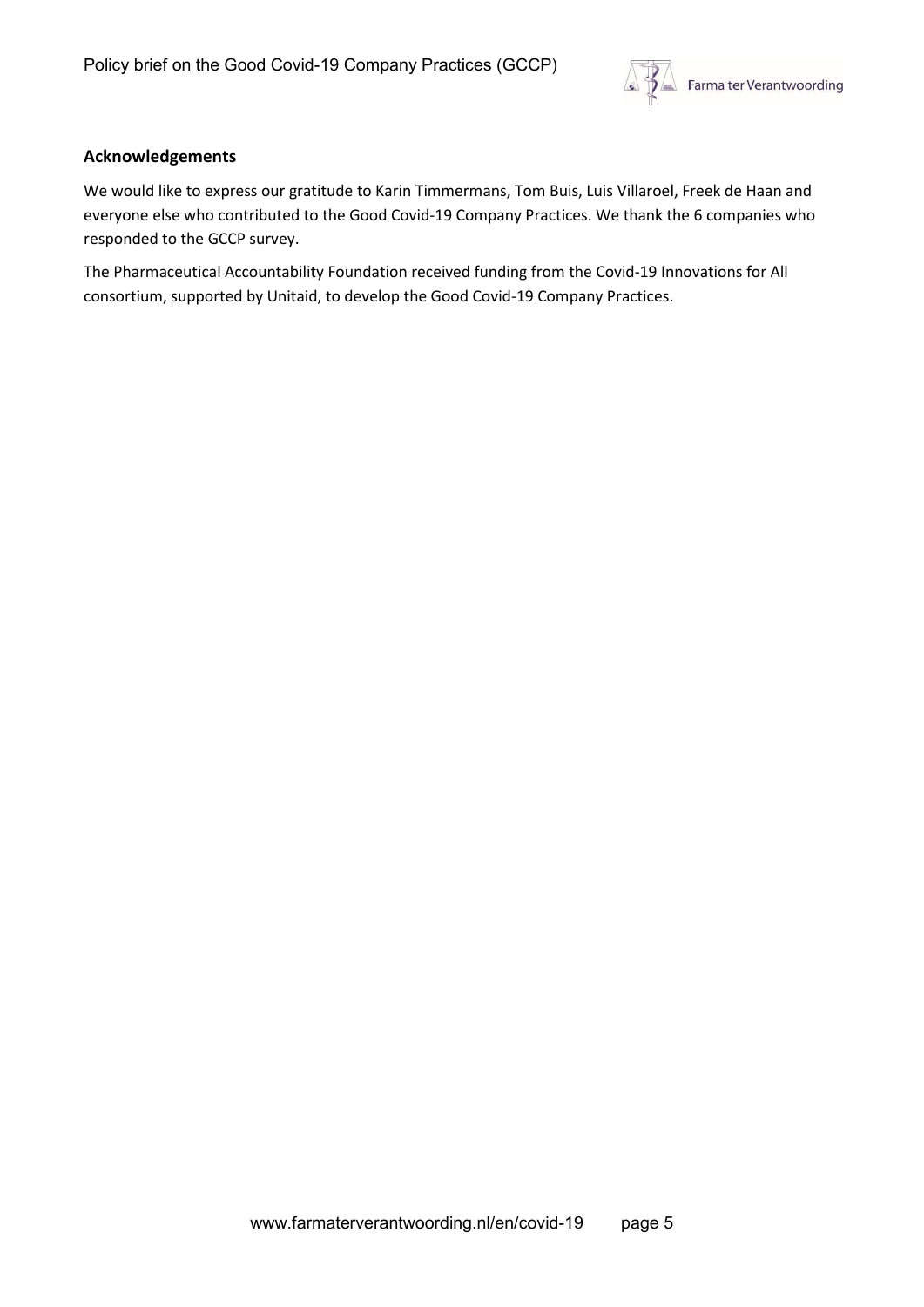## Acknowledgements

We would like to express our gratitude to Karin Timmermans, Tom Buis, Luis Villaroel, Freek de Haan and everyone else who contributed to the Good Covid-19 Company Practices. We thank the 6 companies who responded to the GCCP survey.

The Pharmaceutical Accountability Foundation received funding from the Covid-19 Innovations for All consortium, supported by Unitaid, to develop the Good Covid-19 Company Practices.